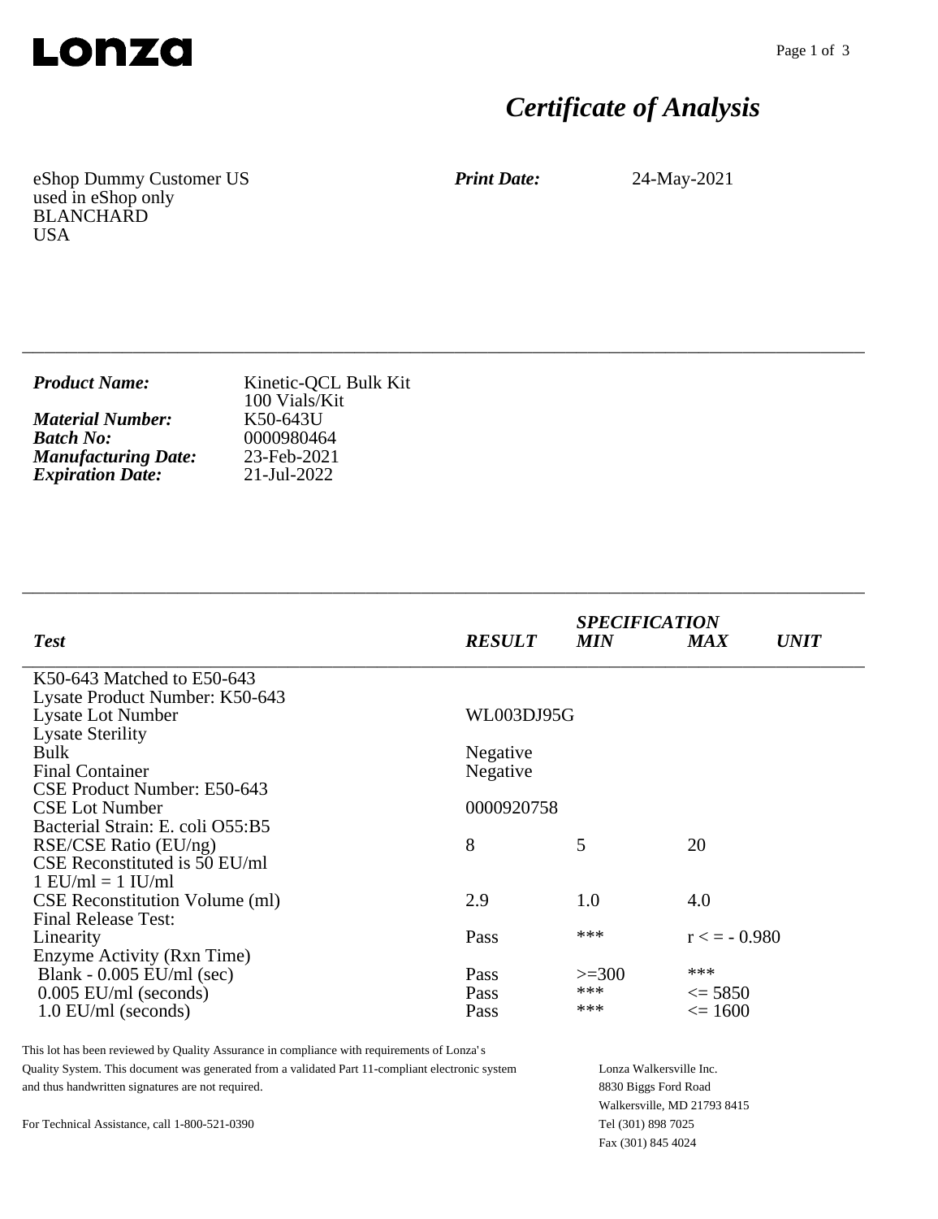Lonza

# *Certificate of Analysis*

eShop Dummy Customer US
used in eShop only
BLANCHARD
USA

***Print Date:*** 24-May-2021

---

| | |
|---|---|
| ***Product Name:*** | Kinetic-QCL Bulk Kit<br>100 Vials/Kit |
| ***Material Number:*** | K50-643U |
| ***Batch No:*** | 0000980464 |
| ***Manufacturing Date:*** | 23-Feb-2021 |
| ***Expiration Date:*** | 21-Jul-2022 |

---

| ***Test*** | ***RESULT*** | ***SPECIFICATION MIN*** | ***MAX*** | ***UNIT*** |
|---|---|---|---|---|
| K50-643 Matched to E50-643 | | | | |
| Lysate Product Number: K50-643 | | | | |
| Lysate Lot Number | WL003DJ95G | | | |
| Lysate Sterility | | | | |
| Bulk | Negative | | | |
| Final Container | Negative | | | |
| CSE Product Number: E50-643 | | | | |
| CSE Lot Number | 0000920758 | | | |
| Bacterial Strain: E. coli O55:B5 | | | | |
| RSE/CSE Ratio (EU/ng) | 8 | 5 | 20 | |
| CSE Reconstituted is 50 EU/ml | | | | |
| 1 EU/ml = 1 IU/ml | | | | |
| CSE Reconstitution Volume (ml) | 2.9 | 1.0 | 4.0 | |
| Final Release Test: | | | | |
| Linearity | Pass | *** | r < = - 0.980 | |
| Enzyme Activity (Rxn Time) | | | | |
| Blank - 0.005 EU/ml (sec) | Pass | >=300 | *** | |
| 0.005 EU/ml (seconds) | Pass | *** | <= 5850 | |
| 1.0 EU/ml (seconds) | Pass | *** | <= 1600 | |

This lot has been reviewed by Quality Assurance in compliance with requirements of Lonza's Quality System. This document was generated from a validated Part 11-compliant electronic system and thus handwritten signatures are not required.

For Technical Assistance, call 1-800-521-0390

Lonza Walkersville Inc.
8830 Biggs Ford Road
Walkersville, MD 21793 8415
Tel (301) 898 7025
Fax (301) 845 4024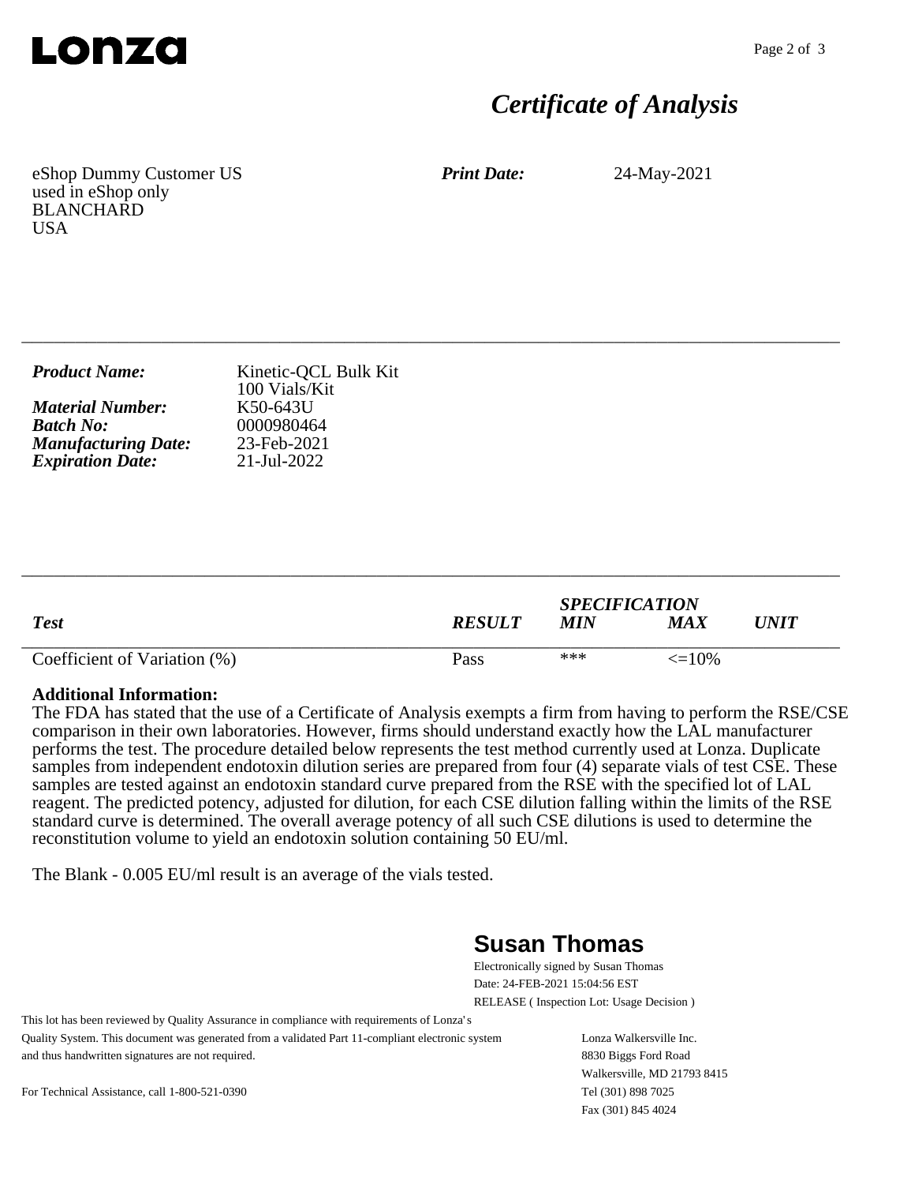# Lonza

## *Certificate of Analysis*

eShop Dummy Customer US
used in eShop only
BLANCHARD
USA

***Print Date:*** 24-May-2021

---

***Product Name:*** Kinetic-QCL Bulk Kit
100 Vials/Kit
***Material Number:*** K50-643U
***Batch No:*** 0000980464
***Manufacturing Date:*** 23-Feb-2021
***Expiration Date:*** 21-Jul-2022

---

| *Test* | *RESULT* | *SPECIFICATION MIN* | *MAX* | *UNIT* |
|---|---|---|---|---|
| Coefficient of Variation (%) | Pass | *** | <=10% | |

**Additional Information:**
The FDA has stated that the use of a Certificate of Analysis exempts a firm from having to perform the RSE/CSE comparison in their own laboratories. However, firms should understand exactly how the LAL manufacturer performs the test. The procedure detailed below represents the test method currently used at Lonza. Duplicate samples from independent endotoxin dilution series are prepared from four (4) separate vials of test CSE. These samples are tested against an endotoxin standard curve prepared from the RSE with the specified lot of LAL reagent. The predicted potency, adjusted for dilution, for each CSE dilution falling within the limits of the RSE standard curve is determined. The overall average potency of all such CSE dilutions is used to determine the reconstitution volume to yield an endotoxin solution containing 50 EU/ml.

The Blank - 0.005 EU/ml result is an average of the vials tested.

**Susan Thomas**
Electronically signed by Susan Thomas
Date: 24-FEB-2021 15:04:56 EST
RELEASE ( Inspection Lot: Usage Decision )

This lot has been reviewed by Quality Assurance in compliance with requirements of Lonza's Quality System. This document was generated from a validated Part 11-compliant electronic system and thus handwritten signatures are not required.

For Technical Assistance, call 1-800-521-0390

Lonza Walkersville Inc.
8830 Biggs Ford Road
Walkersville, MD 21793 8415
Tel (301) 898 7025
Fax (301) 845 4024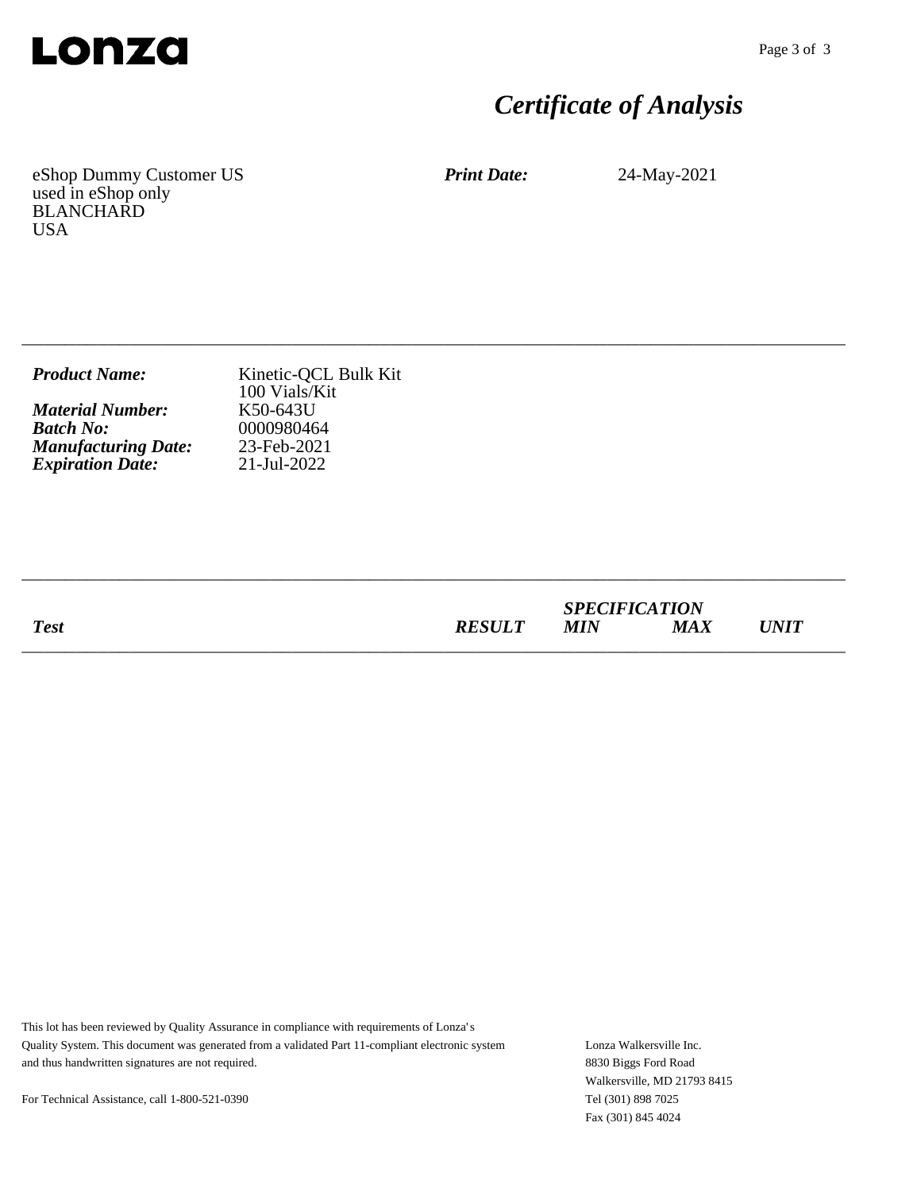# Certificate of Analysis

eShop Dummy Customer US
used in eShop only
BLANCHARD
USA

***Print Date:*** 24-May-2021

---

| | |
|---|---|
| ***Product Name:*** | Kinetic-QCL Bulk Kit<br>100 Vials/Kit |
| ***Material Number:*** | K50-643U |
| ***Batch No:*** | 0000980464 |
| ***Manufacturing Date:*** | 23-Feb-2021 |
| ***Expiration Date:*** | 21-Jul-2022 |

---

| *Test* | *RESULT* | *SPECIFICATION* | | *UNIT* |
|---|---|---|---|---|
| | | *MIN* | *MAX* | |

This lot has been reviewed by Quality Assurance in compliance with requirements of Lonza's Quality System. This document was generated from a validated Part 11-compliant electronic system and thus handwritten signatures are not required.

For Technical Assistance, call 1-800-521-0390

Lonza Walkersville Inc.
8830 Biggs Ford Road
Walkersville, MD 21793 8415
Tel (301) 898 7025
Fax (301) 845 4024